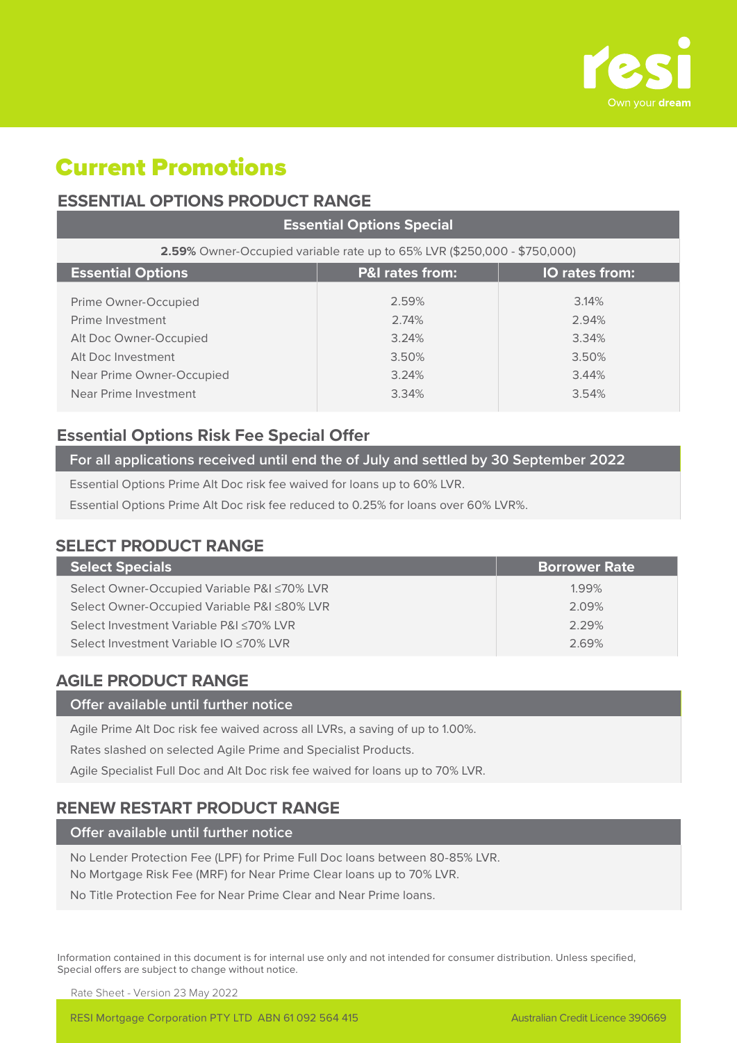resi

Own your **dream**

# Current Promotions

## ESSENTIAL OPTIONS PRODUCT RANGE

| Essential Options Special | | |
|---|---|---|
| **2.59%** Owner-Occupied variable rate up to 65% LVR ($250,000 - $750,000) | | |
| **Essential Options** | **P&I rates from:** | **IO rates from:** |
| Prime Owner-Occupied | 2.59% | 3.14% |
| Prime Investment | 2.74% | 2.94% |
| Alt Doc Owner-Occupied | 3.24% | 3.34% |
| Alt Doc Investment | 3.50% | 3.50% |
| Near Prime Owner-Occupied | 3.24% | 3.44% |
| Near Prime Investment | 3.34% | 3.54% |

### Essential Options Risk Fee Special Offer

**For all applications received until end the of July and settled by 30 September 2022**

Essential Options Prime Alt Doc risk fee waived for loans up to 60% LVR.

Essential Options Prime Alt Doc risk fee reduced to 0.25% for loans over 60% LVR%.

## SELECT PRODUCT RANGE

| Select Specials | Borrower Rate |
|---|---|
| Select Owner-Occupied Variable P&I ≤70% LVR | 1.99% |
| Select Owner-Occupied Variable P&I ≤80% LVR | 2.09% |
| Select Investment Variable P&I ≤70% LVR | 2.29% |
| Select Investment Variable IO ≤70% LVR | 2.69% |

## AGILE PRODUCT RANGE

**Offer available until further notice**

Agile Prime Alt Doc risk fee waived across all LVRs, a saving of up to 1.00%.

Rates slashed on selected Agile Prime and Specialist Products.

Agile Specialist Full Doc and Alt Doc risk fee waived for loans up to 70% LVR.

## RENEW RESTART PRODUCT RANGE

**Offer available until further notice**

No Lender Protection Fee (LPF) for Prime Full Doc loans between 80-85% LVR.

No Mortgage Risk Fee (MRF) for Near Prime Clear loans up to 70% LVR.

No Title Protection Fee for Near Prime Clear and Near Prime loans.

Information contained in this document is for internal use only and not intended for consumer distribution. Unless specified, Special offers are subject to change without notice.

Rate Sheet - Version 23 May 2022

RESI Mortgage Corporation PTY LTD ABN 61 092 564 415 Australian Credit Licence 390669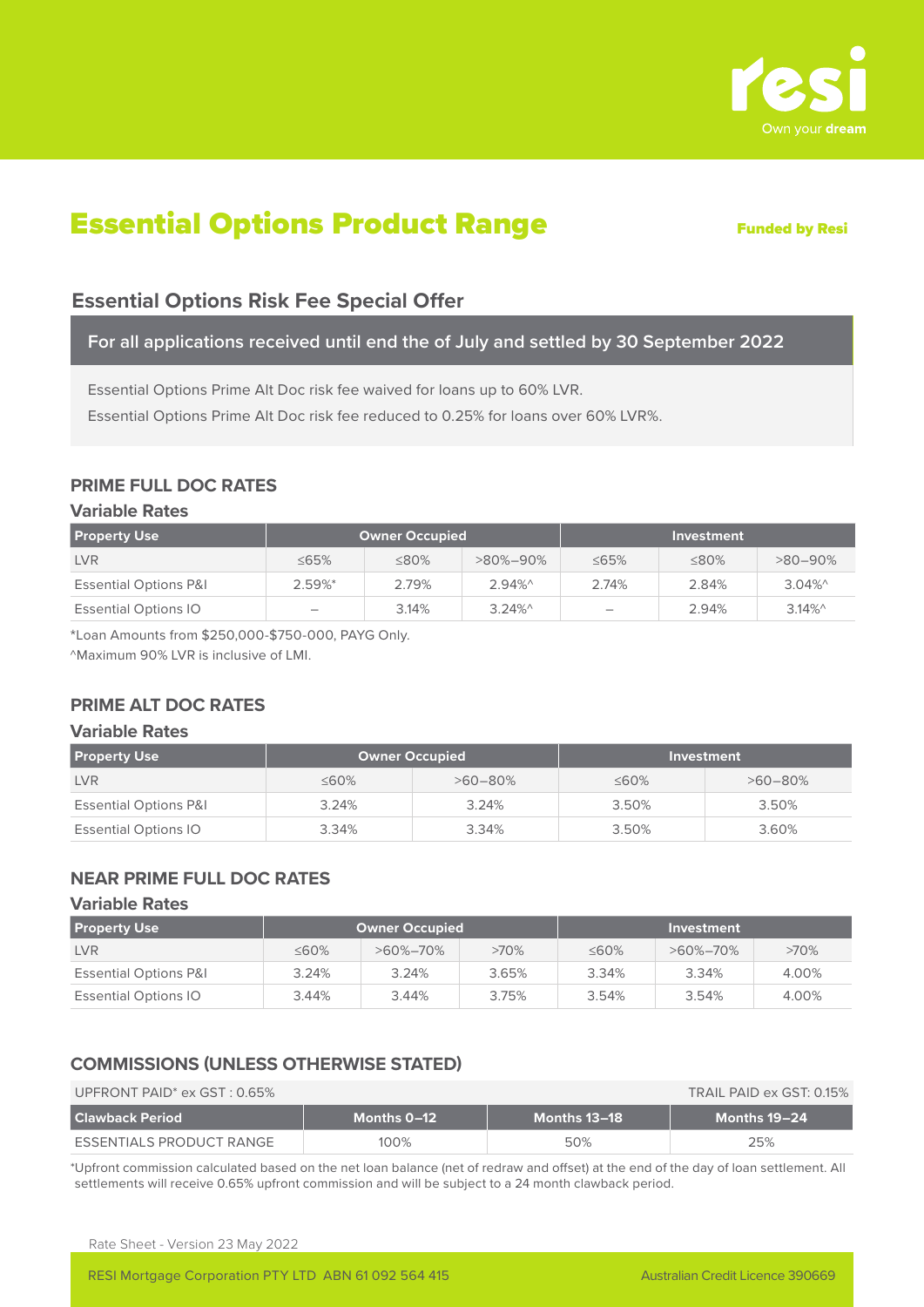resi
Own your **dream**

# Essential Options Product Range

**Funded by Resi**

## Essential Options Risk Fee Special Offer

**For all applications received until end the of July and settled by 30 September 2022**

Essential Options Prime Alt Doc risk fee waived for loans up to 60% LVR.

Essential Options Prime Alt Doc risk fee reduced to 0.25% for loans over 60% LVR%.

## PRIME FULL DOC RATES

### Variable Rates

| Property Use | Owner Occupied | | | Investment | | |
|---|---|---|---|---|---|---|
| LVR | ≤65% | ≤80% | >80%–90% | ≤65% | ≤80% | >80–90% |
| Essential Options P&I | 2.59%* | 2.79% | 2.94%^ | 2.74% | 2.84% | 3.04%^ |
| Essential Options IO | – | 3.14% | 3.24%^ | – | 2.94% | 3.14%^ |

*Loan Amounts from $250,000-$750-000, PAYG Only.

^Maximum 90% LVR is inclusive of LMI.

## PRIME ALT DOC RATES

### Variable Rates

| Property Use | Owner Occupied | | Investment | |
|---|---|---|---|---|
| LVR | ≤60% | >60–80% | ≤60% | >60–80% |
| Essential Options P&I | 3.24% | 3.24% | 3.50% | 3.50% |
| Essential Options IO | 3.34% | 3.34% | 3.50% | 3.60% |

## NEAR PRIME FULL DOC RATES

### Variable Rates

| Property Use | Owner Occupied | | | Investment | | |
|---|---|---|---|---|---|---|
| LVR | ≤60% | >60%–70% | >70% | ≤60% | >60%–70% | >70% |
| Essential Options P&I | 3.24% | 3.24% | 3.65% | 3.34% | 3.34% | 4.00% |
| Essential Options IO | 3.44% | 3.44% | 3.75% | 3.54% | 3.54% | 4.00% |

## COMMISSIONS (UNLESS OTHERWISE STATED)

UPFRONT PAID* ex GST : 0.65% — TRAIL PAID ex GST: 0.15%

| Clawback Period | Months 0–12 | Months 13–18 | Months 19–24 |
|---|---|---|---|
| ESSENTIALS PRODUCT RANGE | 100% | 50% | 25% |

*Upfront commission calculated based on the net loan balance (net of redraw and offset) at the end of the day of loan settlement. All settlements will receive 0.65% upfront commission and will be subject to a 24 month clawback period.

Rate Sheet - Version 23 May 2022

RESI Mortgage Corporation PTY LTD ABN 61 092 564 415 — Australian Credit Licence 390669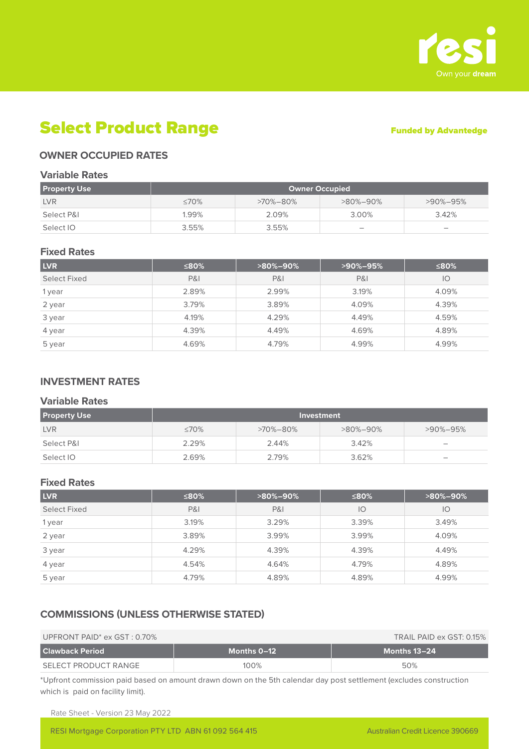# Select Product Range

**Funded by Advantedge**

## OWNER OCCUPIED RATES

### Variable Rates

| Property Use | Owner Occupied | | | |
|---|---|---|---|---|
| LVR | ≤70% | >70%–80% | >80%–90% | >90%–95% |
| Select P&I | 1.99% | 2.09% | 3.00% | 3.42% |
| Select IO | 3.55% | 3.55% | – | – |

### Fixed Rates

| LVR | ≤80% | >80%–90% | >90%–95% | ≤80% |
|---|---|---|---|---|
| Select Fixed | P&I | P&I | P&I | IO |
| 1 year | 2.89% | 2.99% | 3.19% | 4.09% |
| 2 year | 3.79% | 3.89% | 4.09% | 4.39% |
| 3 year | 4.19% | 4.29% | 4.49% | 4.59% |
| 4 year | 4.39% | 4.49% | 4.69% | 4.89% |
| 5 year | 4.69% | 4.79% | 4.99% | 4.99% |

## INVESTMENT RATES

### Variable Rates

| Property Use | Investment | | | |
|---|---|---|---|---|
| LVR | ≤70% | >70%–80% | >80%–90% | >90%–95% |
| Select P&I | 2.29% | 2.44% | 3.42% | – |
| Select IO | 2.69% | 2.79% | 3.62% | – |

### Fixed Rates

| LVR | ≤80% | >80%–90% | ≤80% | >80%–90% |
|---|---|---|---|---|
| Select Fixed | P&I | P&I | IO | IO |
| 1 year | 3.19% | 3.29% | 3.39% | 3.49% |
| 2 year | 3.89% | 3.99% | 3.99% | 4.09% |
| 3 year | 4.29% | 4.39% | 4.39% | 4.49% |
| 4 year | 4.54% | 4.64% | 4.79% | 4.89% |
| 5 year | 4.79% | 4.89% | 4.89% | 4.99% |

## COMMISSIONS (UNLESS OTHERWISE STATED)

UPFRONT PAID* ex GST : 0.70% — TRAIL PAID ex GST: 0.15%

| Clawback Period | Months 0–12 | Months 13–24 |
|---|---|---|
| SELECT PRODUCT RANGE | 100% | 50% |

*Upfront commission paid based on amount drawn down on the 5th calendar day post settlement (excludes construction which is paid on facility limit).

Rate Sheet - Version 23 May 2022

RESI Mortgage Corporation PTY LTD ABN 61 092 564 415 — Australian Credit Licence 390669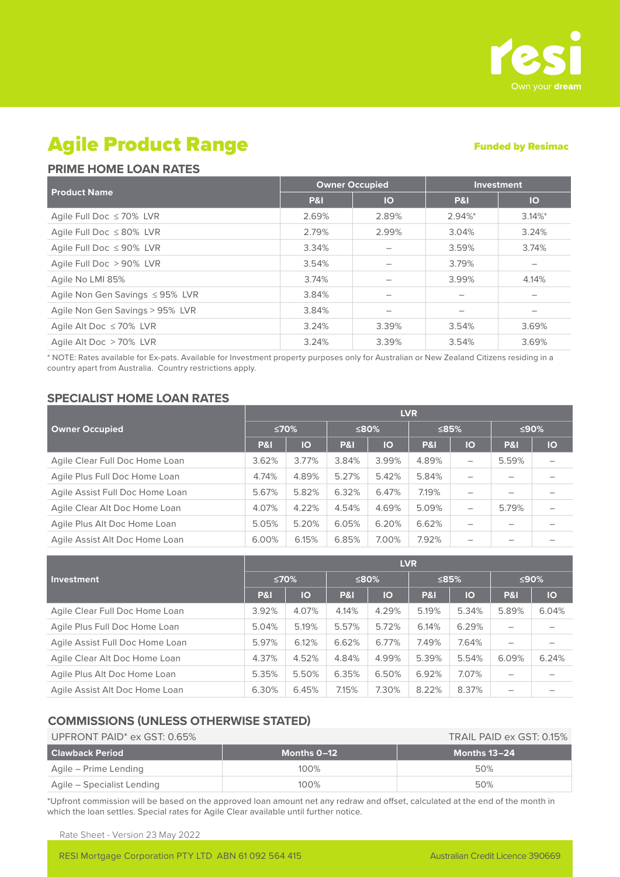resi

Own your **dream**

# Agile Product Range

**Funded by Resimac**

## PRIME HOME LOAN RATES

| Product Name | Owner Occupied | | Investment | |
|---|---|---|---|---|
| | P&I | IO | P&I | IO |
| Agile Full Doc ≤ 70% LVR | 2.69% | 2.89% | 2.94%* | 3.14%* |
| Agile Full Doc ≤ 80% LVR | 2.79% | 2.99% | 3.04% | 3.24% |
| Agile Full Doc ≤ 90% LVR | 3.34% | – | 3.59% | 3.74% |
| Agile Full Doc > 90% LVR | 3.54% | – | 3.79% | – |
| Agile No LMI 85% | 3.74% | – | 3.99% | 4.14% |
| Agile Non Gen Savings ≤ 95% LVR | 3.84% | – | – | – |
| Agile Non Gen Savings > 95% LVR | 3.84% | – | – | – |
| Agile Alt Doc ≤ 70% LVR | 3.24% | 3.39% | 3.54% | 3.69% |
| Agile Alt Doc > 70% LVR | 3.24% | 3.39% | 3.54% | 3.69% |

* NOTE: Rates available for Ex-pats. Available for Investment property purposes only for Australian or New Zealand Citizens residing in a country apart from Australia. Country restrictions apply.

## SPECIALIST HOME LOAN RATES

| Owner Occupied | LVR | | | | | | | |
|---|---|---|---|---|---|---|---|---|
| | ≤70% | | ≤80% | | ≤85% | | ≤90% | |
| | P&I | IO | P&I | IO | P&I | IO | P&I | IO |
| Agile Clear Full Doc Home Loan | 3.62% | 3.77% | 3.84% | 3.99% | 4.89% | – | 5.59% | – |
| Agile Plus Full Doc Home Loan | 4.74% | 4.89% | 5.27% | 5.42% | 5.84% | – | – | – |
| Agile Assist Full Doc Home Loan | 5.67% | 5.82% | 6.32% | 6.47% | 7.19% | – | – | – |
| Agile Clear Alt Doc Home Loan | 4.07% | 4.22% | 4.54% | 4.69% | 5.09% | – | 5.79% | – |
| Agile Plus Alt Doc Home Loan | 5.05% | 5.20% | 6.05% | 6.20% | 6.62% | – | – | – |
| Agile Assist Alt Doc Home Loan | 6.00% | 6.15% | 6.85% | 7.00% | 7.92% | – | – | – |

| Investment | LVR | | | | | | | |
|---|---|---|---|---|---|---|---|---|
| | ≤70% | | ≤80% | | ≤85% | | ≤90% | |
| | P&I | IO | P&I | IO | P&I | IO | P&I | IO |
| Agile Clear Full Doc Home Loan | 3.92% | 4.07% | 4.14% | 4.29% | 5.19% | 5.34% | 5.89% | 6.04% |
| Agile Plus Full Doc Home Loan | 5.04% | 5.19% | 5.57% | 5.72% | 6.14% | 6.29% | – | – |
| Agile Assist Full Doc Home Loan | 5.97% | 6.12% | 6.62% | 6.77% | 7.49% | 7.64% | – | – |
| Agile Clear Alt Doc Home Loan | 4.37% | 4.52% | 4.84% | 4.99% | 5.39% | 5.54% | 6.09% | 6.24% |
| Agile Plus Alt Doc Home Loan | 5.35% | 5.50% | 6.35% | 6.50% | 6.92% | 7.07% | – | – |
| Agile Assist Alt Doc Home Loan | 6.30% | 6.45% | 7.15% | 7.30% | 8.22% | 8.37% | – | – |

## COMMISSIONS (UNLESS OTHERWISE STATED)

UPFRONT PAID* ex GST: 0.65% TRAIL PAID ex GST: 0.15%

| Clawback Period | Months 0–12 | Months 13–24 |
|---|---|---|
| Agile – Prime Lending | 100% | 50% |
| Agile – Specialist Lending | 100% | 50% |

*Upfront commission will be based on the approved loan amount net any redraw and offset, calculated at the end of the month in which the loan settles. Special rates for Agile Clear available until further notice.

Rate Sheet - Version 23 May 2022

RESI Mortgage Corporation PTY LTD ABN 61 092 564 415 Australian Credit Licence 390669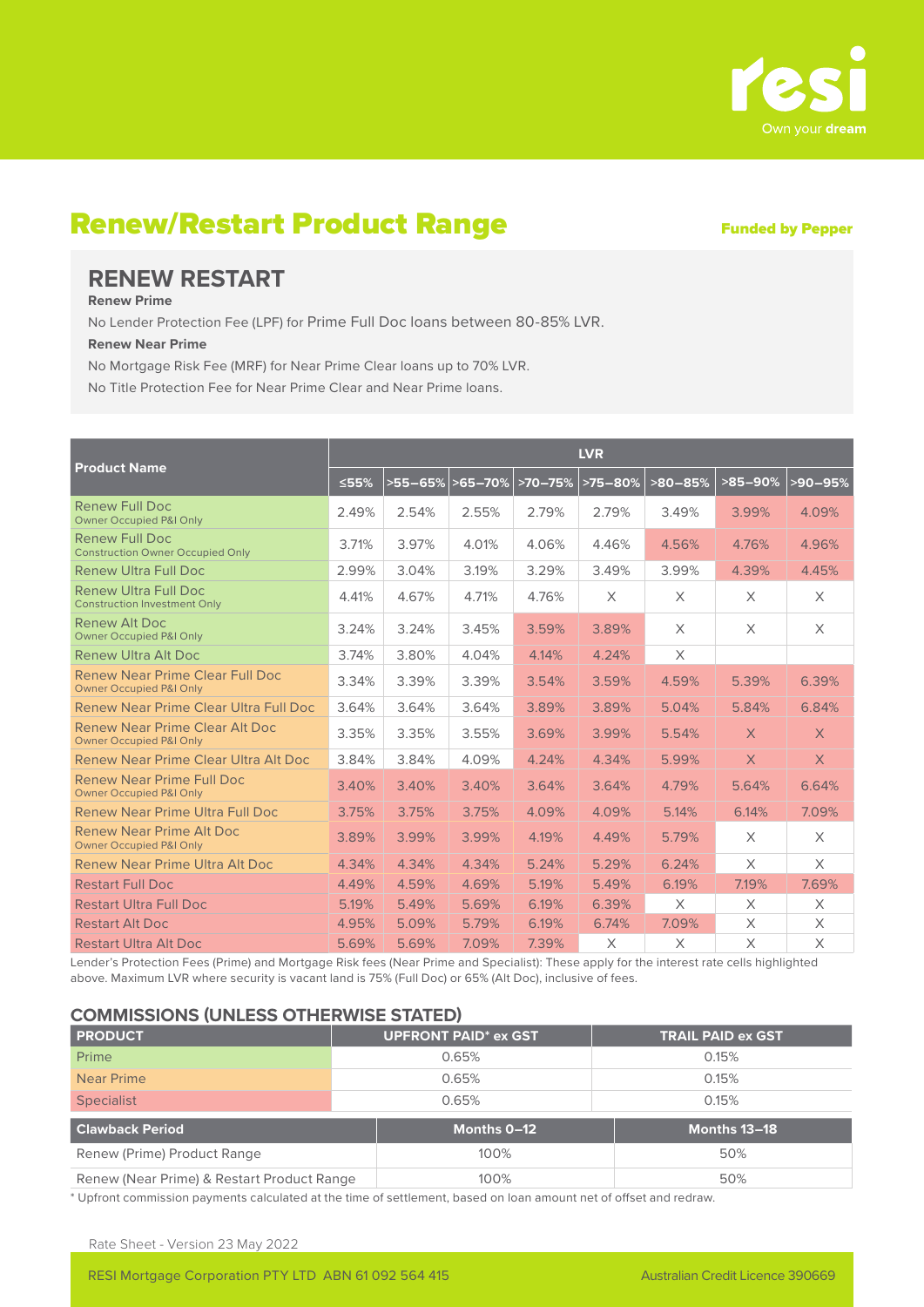resi

Own your **dream**

# Renew/Restart Product Range

**Funded by Pepper**

## RENEW RESTART

**Renew Prime**

No Lender Protection Fee (LPF) for Prime Full Doc loans between 80-85% LVR.

**Renew Near Prime**

No Mortgage Risk Fee (MRF) for Near Prime Clear loans up to 70% LVR.

No Title Protection Fee for Near Prime Clear and Near Prime loans.

| Product Name | LVR | | | | | | | |
|---|---|---|---|---|---|---|---|---|
| | ≤55% | >55–65% | >65–70% | >70–75% | >75–80% | >80–85% | >85–90% | >90–95% |
| Renew Full Doc<br>Owner Occupied P&I Only | 2.49% | 2.54% | 2.55% | 2.79% | 2.79% | 3.49% | 3.99% | 4.09% |
| Renew Full Doc<br>Construction Owner Occupied Only | 3.71% | 3.97% | 4.01% | 4.06% | 4.46% | 4.56% | 4.76% | 4.96% |
| Renew Ultra Full Doc | 2.99% | 3.04% | 3.19% | 3.29% | 3.49% | 3.99% | 4.39% | 4.45% |
| Renew Ultra Full Doc<br>Construction Investment Only | 4.41% | 4.67% | 4.71% | 4.76% | X | X | X | X |
| Renew Alt Doc<br>Owner Occupied P&I Only | 3.24% | 3.24% | 3.45% | 3.59% | 3.89% | X | X | X |
| Renew Ultra Alt Doc | 3.74% | 3.80% | 4.04% | 4.14% | 4.24% | X | | |
| Renew Near Prime Clear Full Doc<br>Owner Occupied P&I Only | 3.34% | 3.39% | 3.39% | 3.54% | 3.59% | 4.59% | 5.39% | 6.39% |
| Renew Near Prime Clear Ultra Full Doc | 3.64% | 3.64% | 3.64% | 3.89% | 3.89% | 5.04% | 5.84% | 6.84% |
| Renew Near Prime Clear Alt Doc<br>Owner Occupied P&I Only | 3.35% | 3.35% | 3.55% | 3.69% | 3.99% | 5.54% | X | X |
| Renew Near Prime Clear Ultra Alt Doc | 3.84% | 3.84% | 4.09% | 4.24% | 4.34% | 5.99% | X | X |
| Renew Near Prime Full Doc<br>Owner Occupied P&I Only | 3.40% | 3.40% | 3.40% | 3.64% | 3.64% | 4.79% | 5.64% | 6.64% |
| Renew Near Prime Ultra Full Doc | 3.75% | 3.75% | 3.75% | 4.09% | 4.09% | 5.14% | 6.14% | 7.09% |
| Renew Near Prime Alt Doc<br>Owner Occupied P&I Only | 3.89% | 3.99% | 3.99% | 4.19% | 4.49% | 5.79% | X | X |
| Renew Near Prime Ultra Alt Doc | 4.34% | 4.34% | 4.34% | 5.24% | 5.29% | 6.24% | X | X |
| Restart Full Doc | 4.49% | 4.59% | 4.69% | 5.19% | 5.49% | 6.19% | 7.19% | 7.69% |
| Restart Ultra Full Doc | 5.19% | 5.49% | 5.69% | 6.19% | 6.39% | X | X | X |
| Restart Alt Doc | 4.95% | 5.09% | 5.79% | 6.19% | 6.74% | 7.09% | X | X |
| Restart Ultra Alt Doc | 5.69% | 5.69% | 7.09% | 7.39% | X | X | X | X |

Lender's Protection Fees (Prime) and Mortgage Risk fees (Near Prime and Specialist): These apply for the interest rate cells highlighted above. Maximum LVR where security is vacant land is 75% (Full Doc) or 65% (Alt Doc), inclusive of fees.

## COMMISSIONS (UNLESS OTHERWISE STATED)

| PRODUCT | UPFRONT PAID* ex GST | TRAIL PAID ex GST |
|---|---|---|
| Prime | 0.65% | 0.15% |
| Near Prime | 0.65% | 0.15% |
| Specialist | 0.65% | 0.15% |

| Clawback Period | Months 0–12 | Months 13–18 |
|---|---|---|
| Renew (Prime) Product Range | 100% | 50% |
| Renew (Near Prime) & Restart Product Range | 100% | 50% |

* Upfront commission payments calculated at the time of settlement, based on loan amount net of offset and redraw.

Rate Sheet - Version 23 May 2022

RESI Mortgage Corporation PTY LTD ABN 61 092 564 415

Australian Credit Licence 390669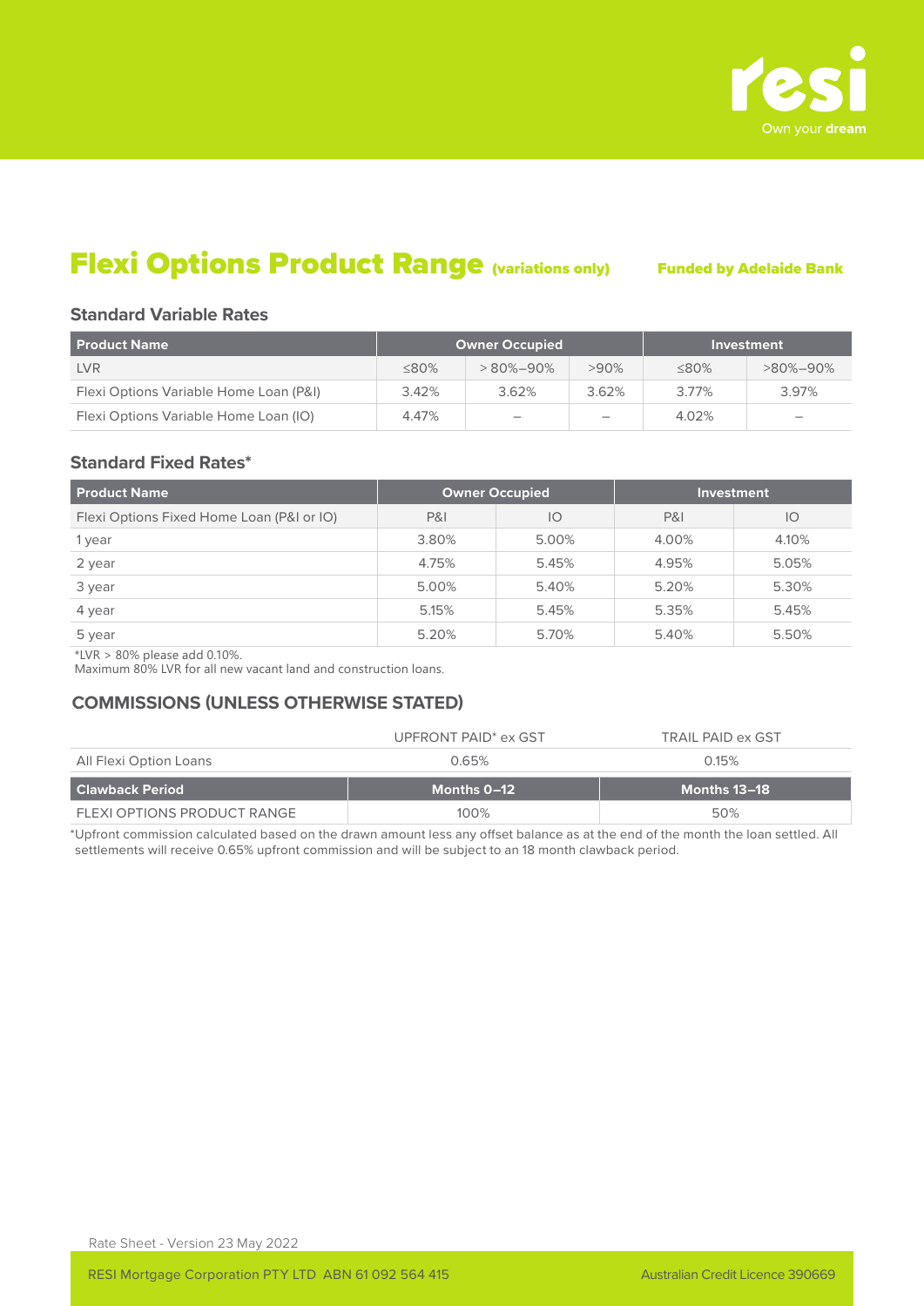resi
Own your **dream**

# Flexi Options Product Range (variations only)

**Funded by Adelaide Bank**

### Standard Variable Rates

| Product Name | Owner Occupied | | | Investment | |
|---|---|---|---|---|---|
| LVR | ≤80% | > 80%–90% | >90% | ≤80% | >80%–90% |
| Flexi Options Variable Home Loan (P&I) | 3.42% | 3.62% | 3.62% | 3.77% | 3.97% |
| Flexi Options Variable Home Loan (IO) | 4.47% | – | – | 4.02% | – |

### Standard Fixed Rates*

| Product Name | Owner Occupied | | Investment | |
|---|---|---|---|---|
| Flexi Options Fixed Home Loan (P&I or IO) | P&I | IO | P&I | IO |
| 1 year | 3.80% | 5.00% | 4.00% | 4.10% |
| 2 year | 4.75% | 5.45% | 4.95% | 5.05% |
| 3 year | 5.00% | 5.40% | 5.20% | 5.30% |
| 4 year | 5.15% | 5.45% | 5.35% | 5.45% |
| 5 year | 5.20% | 5.70% | 5.40% | 5.50% |

*LVR > 80% please add 0.10%.
Maximum 80% LVR for all new vacant land and construction loans.

### COMMISSIONS (UNLESS OTHERWISE STATED)

| | UPFRONT PAID* ex GST | TRAIL PAID ex GST |
|---|---|---|
| All Flexi Option Loans | 0.65% | 0.15% |

| Clawback Period | Months 0–12 | Months 13–18 |
|---|---|---|
| FLEXI OPTIONS PRODUCT RANGE | 100% | 50% |

*Upfront commission calculated based on the drawn amount less any offset balance as at the end of the month the loan settled. All settlements will receive 0.65% upfront commission and will be subject to an 18 month clawback period.

Rate Sheet - Version 23 May 2022

RESI Mortgage Corporation PTY LTD ABN 61 092 564 415 Australian Credit Licence 390669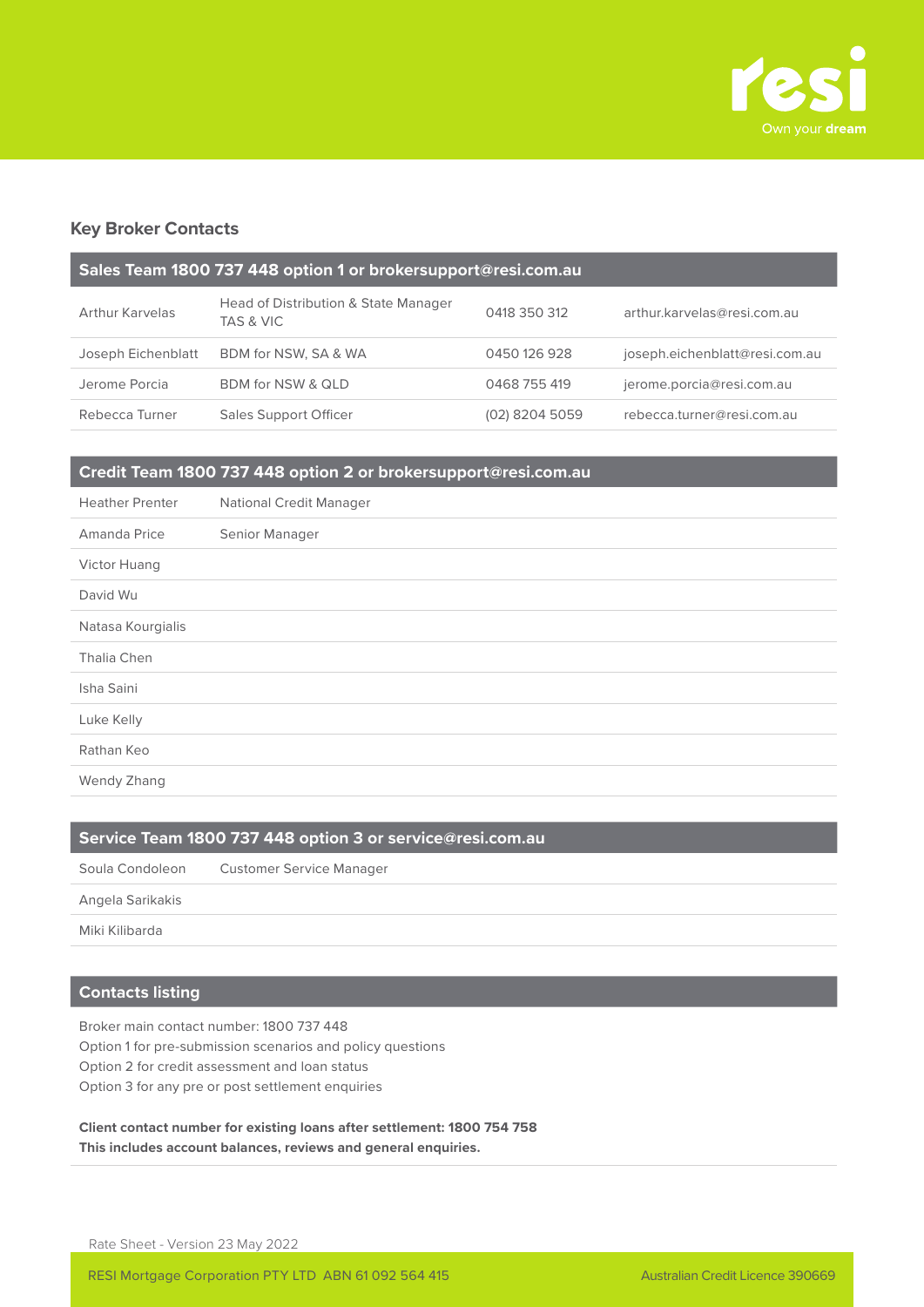resi

Own your **dream**

## Key Broker Contacts

| Sales Team 1800 737 448 option 1 or brokersupport@resi.com.au | | | |
|---|---|---|---|
| Arthur Karvelas | Head of Distribution & State Manager TAS & VIC | 0418 350 312 | arthur.karvelas@resi.com.au |
| Joseph Eichenblatt | BDM for NSW, SA & WA | 0450 126 928 | joseph.eichenblatt@resi.com.au |
| Jerome Porcia | BDM for NSW & QLD | 0468 755 419 | jerome.porcia@resi.com.au |
| Rebecca Turner | Sales Support Officer | (02) 8204 5059 | rebecca.turner@resi.com.au |

| Credit Team 1800 737 448 option 2 or brokersupport@resi.com.au | |
|---|---|
| Heather Prenter | National Credit Manager |
| Amanda Price | Senior Manager |
| Victor Huang | |
| David Wu | |
| Natasa Kourgialis | |
| Thalia Chen | |
| Isha Saini | |
| Luke Kelly | |
| Rathan Keo | |
| Wendy Zhang | |

| Service Team 1800 737 448 option 3 or service@resi.com.au | |
|---|---|
| Soula Condoleon | Customer Service Manager |
| Angela Sarikakis | |
| Miki Kilibarda | |

### Contacts listing

Broker main contact number: 1800 737 448
Option 1 for pre-submission scenarios and policy questions
Option 2 for credit assessment and loan status
Option 3 for any pre or post settlement enquiries

**Client contact number for existing loans after settlement: 1800 754 758**
**This includes account balances, reviews and general enquiries.**

Rate Sheet - Version 23 May 2022

RESI Mortgage Corporation PTY LTD ABN 61 092 564 415    Australian Credit Licence 390669